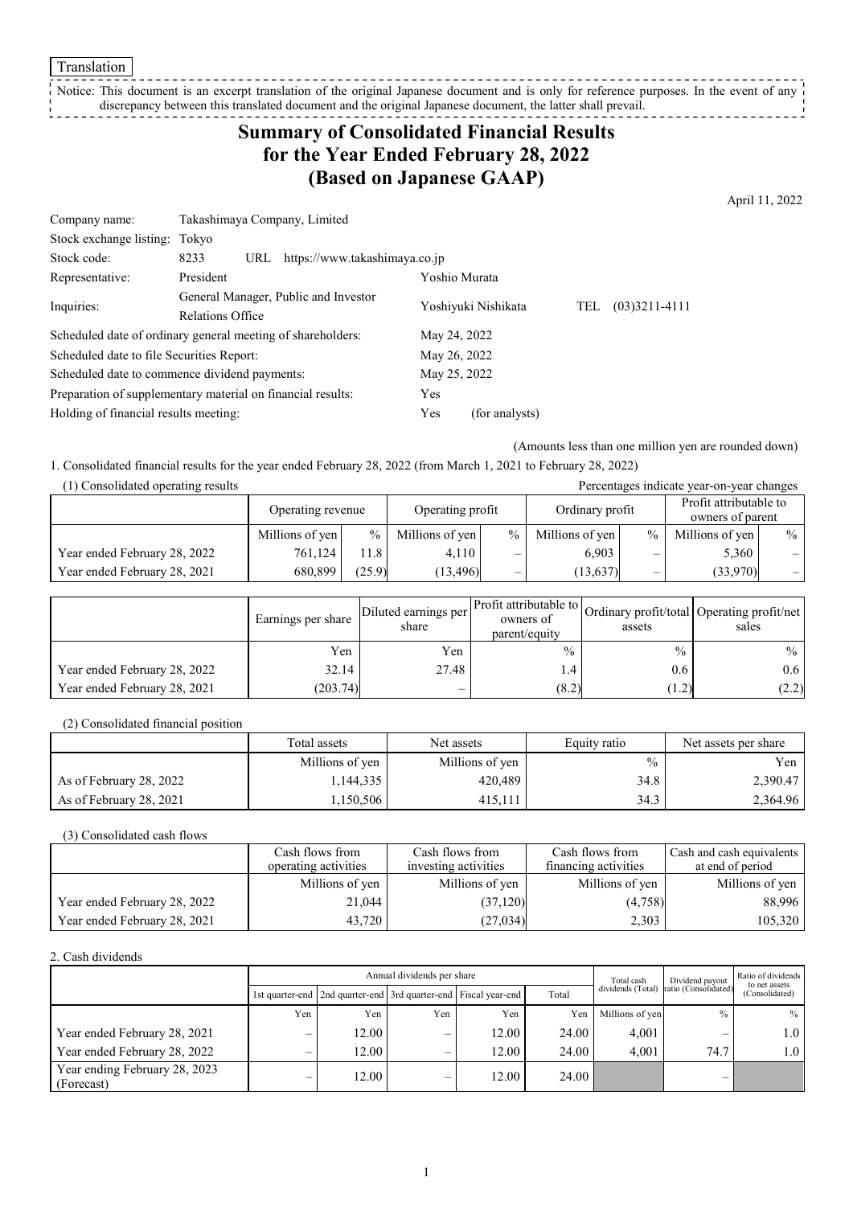Translation

Notice: This document is an excerpt translation of the original Japanese document and is only for reference purposes. In the event of any discrepancy between this translated document and the original Japanese document, the latter shall prevail.

# Summary of Consolidated Financial Results for the Year Ended February 28, 2022 (Based on Japanese GAAP)

April 11, 2022

| | | |
|---|---|---|
| Company name: | Takashimaya Company, Limited | |
| Stock exchange listing: | Tokyo | |
| Stock code: | 8233 URL https://www.takashimaya.co.jp | |
| Representative: | President | Yoshio Murata |
| Inquiries: | General Manager, Public and Investor Relations Office | Yoshiyuki Nishikata TEL (03)3211-4111 |
| Scheduled date of ordinary general meeting of shareholders: | | May 24, 2022 |
| Scheduled date to file Securities Report: | | May 26, 2022 |
| Scheduled date to commence dividend payments: | | May 25, 2022 |
| Preparation of supplementary material on financial results: | | Yes |
| Holding of financial results meeting: | | Yes (for analysts) |

(Amounts less than one million yen are rounded down)

1. Consolidated financial results for the year ended February 28, 2022 (from March 1, 2021 to February 28, 2022)

(1) Consolidated operating results

Percentages indicate year-on-year changes

| | Operating revenue | | Operating profit | | Ordinary profit | | Profit attributable to owners of parent | |
|---|---|---|---|---|---|---|---|---|
| | Millions of yen | % | Millions of yen | % | Millions of yen | % | Millions of yen | % |
| Year ended February 28, 2022 | 761,124 | 11.8 | 4,110 | – | 6,903 | – | 5,360 | – |
| Year ended February 28, 2021 | 680,899 | (25.9) | (13,496) | – | (13,637) | – | (33,970) | – |

| | Earnings per share | Diluted earnings per share | Profit attributable to owners of parent/equity | Ordinary profit/total assets | Operating profit/net sales |
|---|---|---|---|---|---|
| | Yen | Yen | % | % | % |
| Year ended February 28, 2022 | 32.14 | 27.48 | 1.4 | 0.6 | 0.6 |
| Year ended February 28, 2021 | (203.74) | – | (8.2) | (1.2) | (2.2) |

(2) Consolidated financial position

| | Total assets | Net assets | Equity ratio | Net assets per share |
|---|---|---|---|---|
| | Millions of yen | Millions of yen | % | Yen |
| As of February 28, 2022 | 1,144,335 | 420,489 | 34.8 | 2,390.47 |
| As of February 28, 2021 | 1,150,506 | 415,111 | 34.3 | 2,364.96 |

(3) Consolidated cash flows

| | Cash flows from operating activities | Cash flows from investing activities | Cash flows from financing activities | Cash and cash equivalents at end of period |
|---|---|---|---|---|
| | Millions of yen | Millions of yen | Millions of yen | Millions of yen |
| Year ended February 28, 2022 | 21,044 | (37,120) | (4,758) | 88,996 |
| Year ended February 28, 2021 | 43,720 | (27,034) | 2,303 | 105,320 |

2. Cash dividends

| | Annual dividends per share | | | | | Total cash dividends (Total) | Dividend payout ratio (Consolidated) | Ratio of dividends to net assets (Consolidated) |
|---|---|---|---|---|---|---|---|---|
| | 1st quarter-end | 2nd quarter-end | 3rd quarter-end | Fiscal year-end | Total | | | |
| | Yen | Yen | Yen | Yen | Yen | Millions of yen | % | % |
| Year ended February 28, 2021 | – | 12.00 | – | 12.00 | 24.00 | 4,001 | – | 1.0 |
| Year ended February 28, 2022 | – | 12.00 | – | 12.00 | 24.00 | 4,001 | 74.7 | 1.0 |
| Year ending February 28, 2023 (Forecast) | – | 12.00 | – | 12.00 | 24.00 | | – | |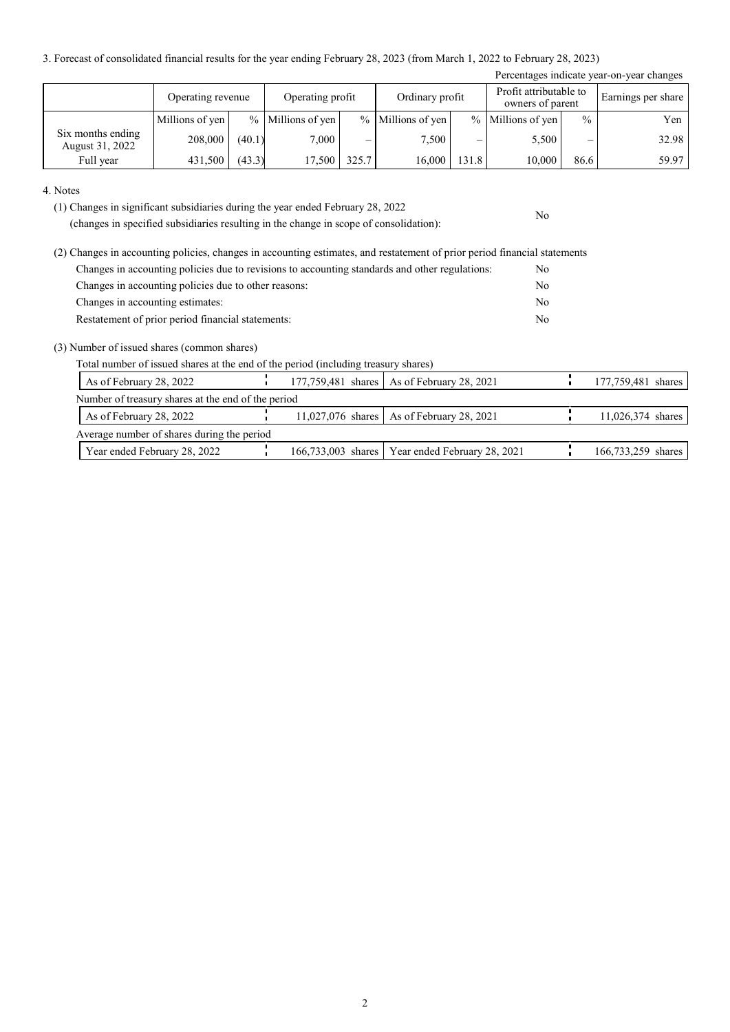3. Forecast of consolidated financial results for the year ending February 28, 2023 (from March 1, 2022 to February 28, 2023)

Percentages indicate year-on-year changes

| | Operating revenue | | Operating profit | | Ordinary profit | | Profit attributable to owners of parent | | Earnings per share |
|---|---|---|---|---|---|---|---|---|---|
| | Millions of yen | % | Millions of yen | % | Millions of yen | % | Millions of yen | % | Yen |
| Six months ending August 31, 2022 | 208,000 | (40.1) | 7,000 | – | 7,500 | – | 5,500 | – | 32.98 |
| Full year | 431,500 | (43.3) | 17,500 | 325.7 | 16,000 | 131.8 | 10,000 | 86.6 | 59.97 |

4. Notes

(1) Changes in significant subsidiaries during the year ended February 28, 2022 (changes in specified subsidiaries resulting in the change in scope of consolidation): No

(2) Changes in accounting policies, changes in accounting estimates, and restatement of prior period financial statements

| | |
|---|---|
| Changes in accounting policies due to revisions to accounting standards and other regulations: | No |
| Changes in accounting policies due to other reasons: | No |
| Changes in accounting estimates: | No |
| Restatement of prior period financial statements: | No |

(3) Number of issued shares (common shares)

Total number of issued shares at the end of the period (including treasury shares)

| | | | |
|---|---|---|---|
| As of February 28, 2022 | 177,759,481 shares | As of February 28, 2021 | 177,759,481 shares |

Number of treasury shares at the end of the period

| | | | |
|---|---|---|---|
| As of February 28, 2022 | 11,027,076 shares | As of February 28, 2021 | 11,026,374 shares |

Average number of shares during the period

| | | | |
|---|---|---|---|
| Year ended February 28, 2022 | 166,733,003 shares | Year ended February 28, 2021 | 166,733,259 shares |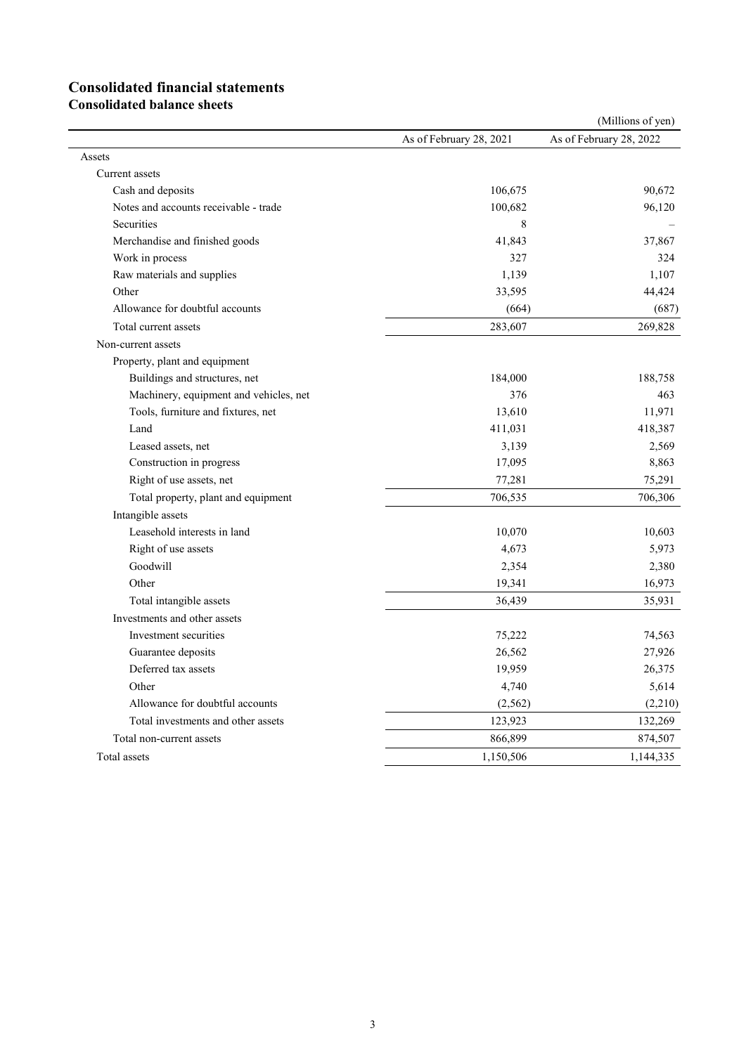# Consolidated financial statements

## Consolidated balance sheets

(Millions of yen)

| | As of February 28, 2021 | As of February 28, 2022 |
|---|---|---|
| Assets | | |
| Current assets | | |
| Cash and deposits | 106,675 | 90,672 |
| Notes and accounts receivable - trade | 100,682 | 96,120 |
| Securities | 8 | – |
| Merchandise and finished goods | 41,843 | 37,867 |
| Work in process | 327 | 324 |
| Raw materials and supplies | 1,139 | 1,107 |
| Other | 33,595 | 44,424 |
| Allowance for doubtful accounts | (664) | (687) |
| Total current assets | 283,607 | 269,828 |
| Non-current assets | | |
| Property, plant and equipment | | |
| Buildings and structures, net | 184,000 | 188,758 |
| Machinery, equipment and vehicles, net | 376 | 463 |
| Tools, furniture and fixtures, net | 13,610 | 11,971 |
| Land | 411,031 | 418,387 |
| Leased assets, net | 3,139 | 2,569 |
| Construction in progress | 17,095 | 8,863 |
| Right of use assets, net | 77,281 | 75,291 |
| Total property, plant and equipment | 706,535 | 706,306 |
| Intangible assets | | |
| Leasehold interests in land | 10,070 | 10,603 |
| Right of use assets | 4,673 | 5,973 |
| Goodwill | 2,354 | 2,380 |
| Other | 19,341 | 16,973 |
| Total intangible assets | 36,439 | 35,931 |
| Investments and other assets | | |
| Investment securities | 75,222 | 74,563 |
| Guarantee deposits | 26,562 | 27,926 |
| Deferred tax assets | 19,959 | 26,375 |
| Other | 4,740 | 5,614 |
| Allowance for doubtful accounts | (2,562) | (2,210) |
| Total investments and other assets | 123,923 | 132,269 |
| Total non-current assets | 866,899 | 874,507 |
| Total assets | 1,150,506 | 1,144,335 |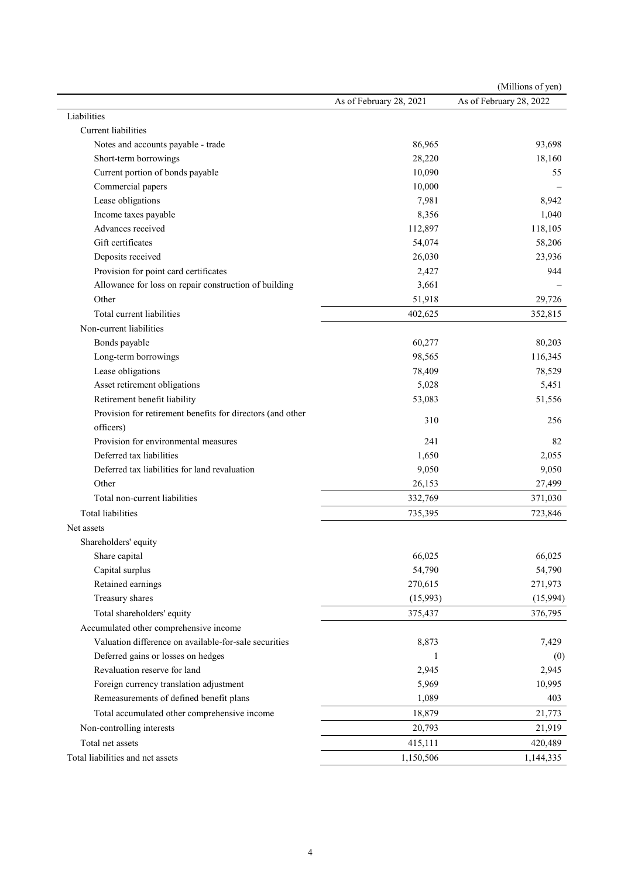(Millions of yen)

| | As of February 28, 2021 | As of February 28, 2022 |
|---|---|---|
| Liabilities | | |
| Current liabilities | | |
| Notes and accounts payable - trade | 86,965 | 93,698 |
| Short-term borrowings | 28,220 | 18,160 |
| Current portion of bonds payable | 10,090 | 55 |
| Commercial papers | 10,000 | – |
| Lease obligations | 7,981 | 8,942 |
| Income taxes payable | 8,356 | 1,040 |
| Advances received | 112,897 | 118,105 |
| Gift certificates | 54,074 | 58,206 |
| Deposits received | 26,030 | 23,936 |
| Provision for point card certificates | 2,427 | 944 |
| Allowance for loss on repair construction of building | 3,661 | – |
| Other | 51,918 | 29,726 |
| Total current liabilities | 402,625 | 352,815 |
| Non-current liabilities | | |
| Bonds payable | 60,277 | 80,203 |
| Long-term borrowings | 98,565 | 116,345 |
| Lease obligations | 78,409 | 78,529 |
| Asset retirement obligations | 5,028 | 5,451 |
| Retirement benefit liability | 53,083 | 51,556 |
| Provision for retirement benefits for directors (and other officers) | 310 | 256 |
| Provision for environmental measures | 241 | 82 |
| Deferred tax liabilities | 1,650 | 2,055 |
| Deferred tax liabilities for land revaluation | 9,050 | 9,050 |
| Other | 26,153 | 27,499 |
| Total non-current liabilities | 332,769 | 371,030 |
| Total liabilities | 735,395 | 723,846 |
| Net assets | | |
| Shareholders' equity | | |
| Share capital | 66,025 | 66,025 |
| Capital surplus | 54,790 | 54,790 |
| Retained earnings | 270,615 | 271,973 |
| Treasury shares | (15,993) | (15,994) |
| Total shareholders' equity | 375,437 | 376,795 |
| Accumulated other comprehensive income | | |
| Valuation difference on available-for-sale securities | 8,873 | 7,429 |
| Deferred gains or losses on hedges | 1 | (0) |
| Revaluation reserve for land | 2,945 | 2,945 |
| Foreign currency translation adjustment | 5,969 | 10,995 |
| Remeasurements of defined benefit plans | 1,089 | 403 |
| Total accumulated other comprehensive income | 18,879 | 21,773 |
| Non-controlling interests | 20,793 | 21,919 |
| Total net assets | 415,111 | 420,489 |
| Total liabilities and net assets | 1,150,506 | 1,144,335 |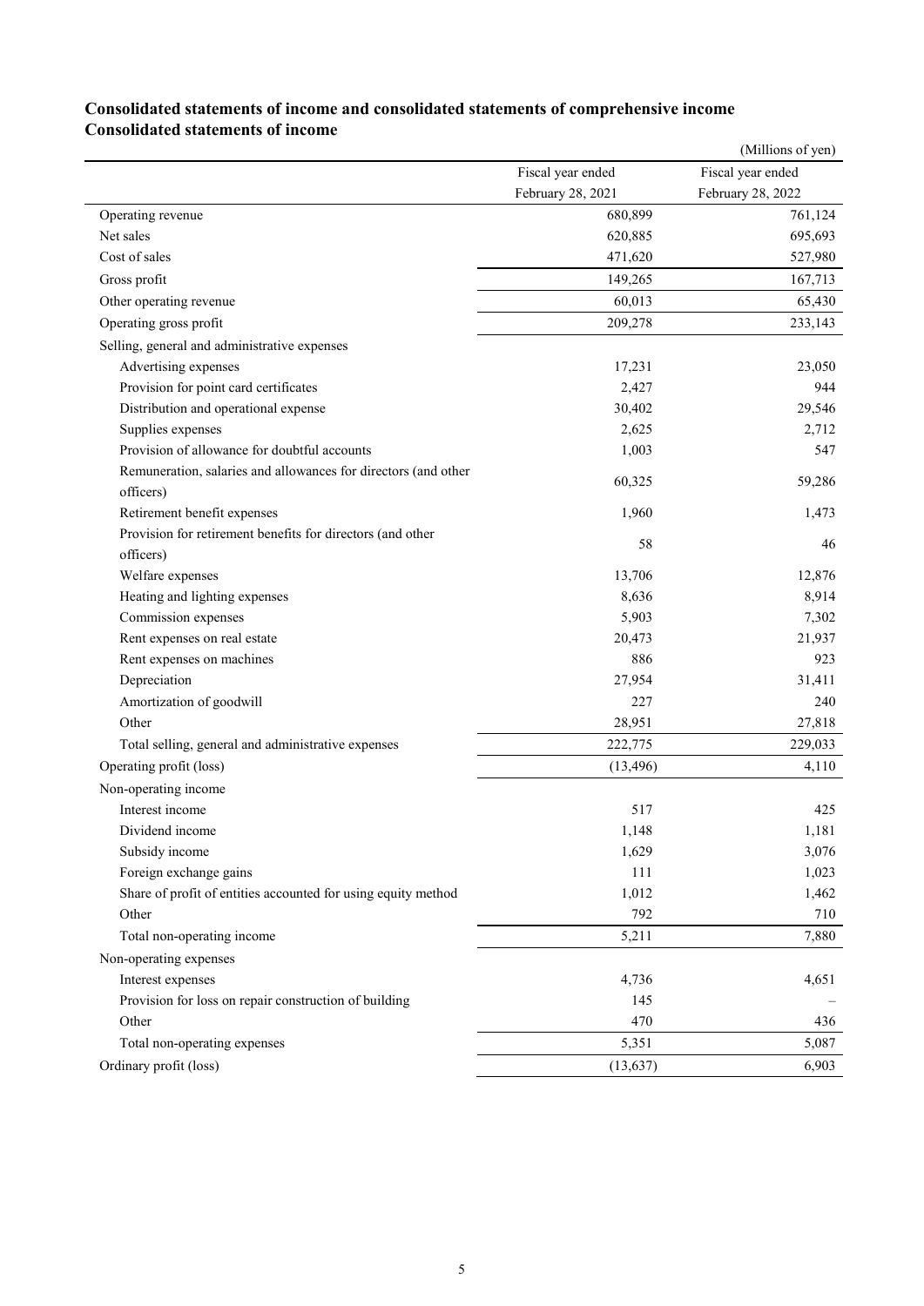## Consolidated statements of income and consolidated statements of comprehensive income

## Consolidated statements of income

(Millions of yen)

| | Fiscal year ended February 28, 2021 | Fiscal year ended February 28, 2022 |
|---|---|---|
| Operating revenue | 680,899 | 761,124 |
| Net sales | 620,885 | 695,693 |
| Cost of sales | 471,620 | 527,980 |
| Gross profit | 149,265 | 167,713 |
| Other operating revenue | 60,013 | 65,430 |
| Operating gross profit | 209,278 | 233,143 |
| Selling, general and administrative expenses | | |
| Advertising expenses | 17,231 | 23,050 |
| Provision for point card certificates | 2,427 | 944 |
| Distribution and operational expense | 30,402 | 29,546 |
| Supplies expenses | 2,625 | 2,712 |
| Provision of allowance for doubtful accounts | 1,003 | 547 |
| Remuneration, salaries and allowances for directors (and other officers) | 60,325 | 59,286 |
| Retirement benefit expenses | 1,960 | 1,473 |
| Provision for retirement benefits for directors (and other officers) | 58 | 46 |
| Welfare expenses | 13,706 | 12,876 |
| Heating and lighting expenses | 8,636 | 8,914 |
| Commission expenses | 5,903 | 7,302 |
| Rent expenses on real estate | 20,473 | 21,937 |
| Rent expenses on machines | 886 | 923 |
| Depreciation | 27,954 | 31,411 |
| Amortization of goodwill | 227 | 240 |
| Other | 28,951 | 27,818 |
| Total selling, general and administrative expenses | 222,775 | 229,033 |
| Operating profit (loss) | (13,496) | 4,110 |
| Non-operating income | | |
| Interest income | 517 | 425 |
| Dividend income | 1,148 | 1,181 |
| Subsidy income | 1,629 | 3,076 |
| Foreign exchange gains | 111 | 1,023 |
| Share of profit of entities accounted for using equity method | 1,012 | 1,462 |
| Other | 792 | 710 |
| Total non-operating income | 5,211 | 7,880 |
| Non-operating expenses | | |
| Interest expenses | 4,736 | 4,651 |
| Provision for loss on repair construction of building | 145 | – |
| Other | 470 | 436 |
| Total non-operating expenses | 5,351 | 5,087 |
| Ordinary profit (loss) | (13,637) | 6,903 |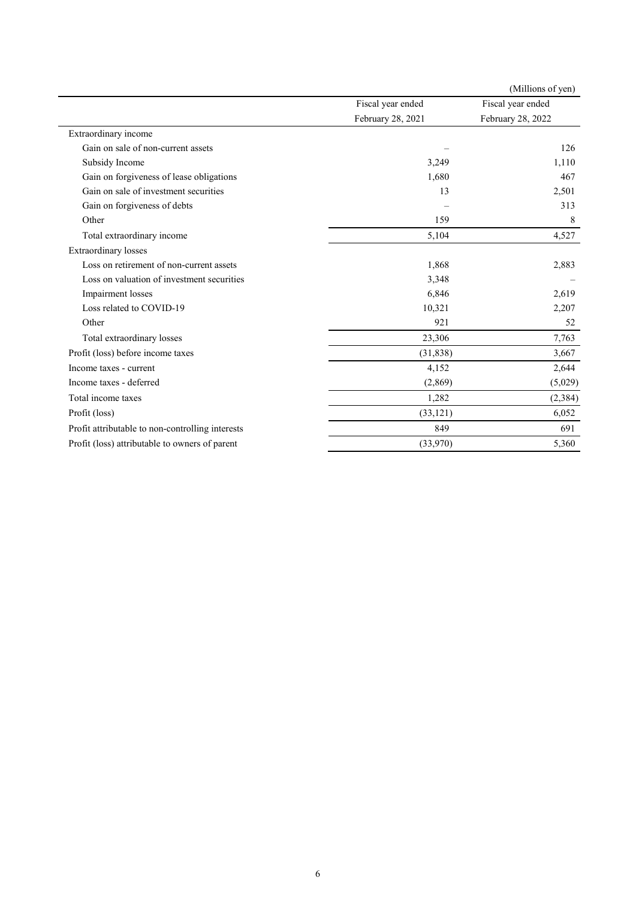(Millions of yen)

| | Fiscal year ended February 28, 2021 | Fiscal year ended February 28, 2022 |
|---|---|---|
| Extraordinary income | | |
| Gain on sale of non-current assets | – | 126 |
| Subsidy Income | 3,249 | 1,110 |
| Gain on forgiveness of lease obligations | 1,680 | 467 |
| Gain on sale of investment securities | 13 | 2,501 |
| Gain on forgiveness of debts | – | 313 |
| Other | 159 | 8 |
| Total extraordinary income | 5,104 | 4,527 |
| Extraordinary losses | | |
| Loss on retirement of non-current assets | 1,868 | 2,883 |
| Loss on valuation of investment securities | 3,348 | – |
| Impairment losses | 6,846 | 2,619 |
| Loss related to COVID-19 | 10,321 | 2,207 |
| Other | 921 | 52 |
| Total extraordinary losses | 23,306 | 7,763 |
| Profit (loss) before income taxes | (31,838) | 3,667 |
| Income taxes - current | 4,152 | 2,644 |
| Income taxes - deferred | (2,869) | (5,029) |
| Total income taxes | 1,282 | (2,384) |
| Profit (loss) | (33,121) | 6,052 |
| Profit attributable to non-controlling interests | 849 | 691 |
| Profit (loss) attributable to owners of parent | (33,970) | 5,360 |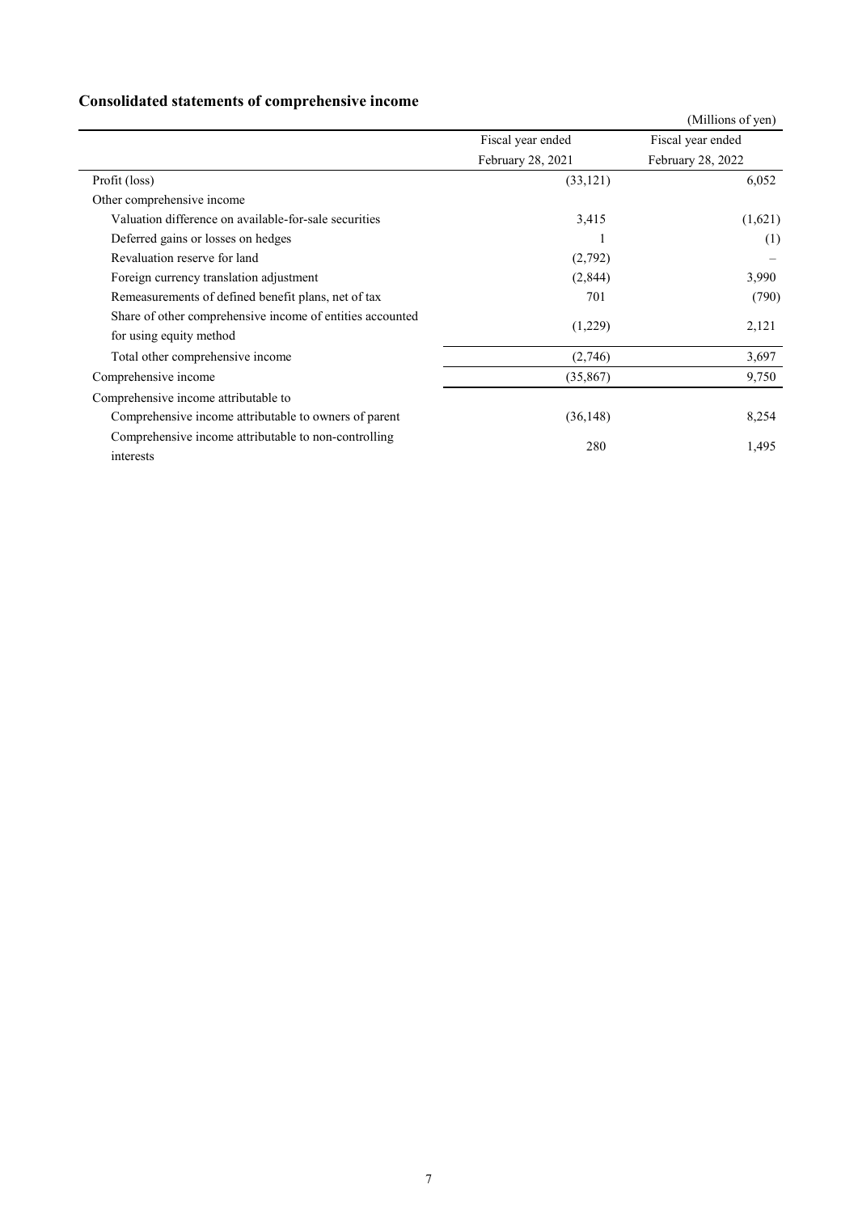## Consolidated statements of comprehensive income

(Millions of yen)

| | Fiscal year ended February 28, 2021 | Fiscal year ended February 28, 2022 |
|---|---|---|
| Profit (loss) | (33,121) | 6,052 |
| Other comprehensive income | | |
| Valuation difference on available-for-sale securities | 3,415 | (1,621) |
| Deferred gains or losses on hedges | 1 | (1) |
| Revaluation reserve for land | (2,792) | – |
| Foreign currency translation adjustment | (2,844) | 3,990 |
| Remeasurements of defined benefit plans, net of tax | 701 | (790) |
| Share of other comprehensive income of entities accounted for using equity method | (1,229) | 2,121 |
| Total other comprehensive income | (2,746) | 3,697 |
| Comprehensive income | (35,867) | 9,750 |
| Comprehensive income attributable to | | |
| Comprehensive income attributable to owners of parent | (36,148) | 8,254 |
| Comprehensive income attributable to non-controlling interests | 280 | 1,495 |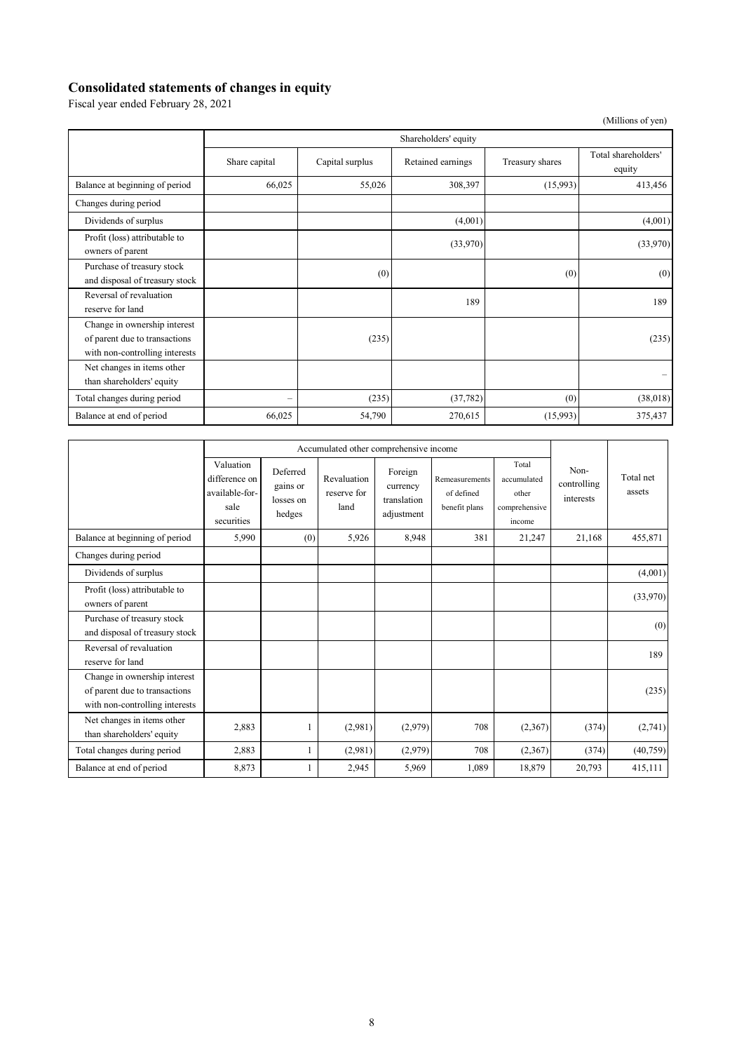## Consolidated statements of changes in equity

Fiscal year ended February 28, 2021

(Millions of yen)

| | Shareholders' equity | | | | |
|---|---|---|---|---|---|
| | Share capital | Capital surplus | Retained earnings | Treasury shares | Total shareholders' equity |
| Balance at beginning of period | 66,025 | 55,026 | 308,397 | (15,993) | 413,456 |
| Changes during period | | | | | |
| Dividends of surplus | | | (4,001) | | (4,001) |
| Profit (loss) attributable to owners of parent | | | (33,970) | | (33,970) |
| Purchase of treasury stock and disposal of treasury stock | | (0) | | (0) | (0) |
| Reversal of revaluation reserve for land | | | 189 | | 189 |
| Change in ownership interest of parent due to transactions with non-controlling interests | | (235) | | | (235) |
| Net changes in items other than shareholders' equity | | | | | – |
| Total changes during period | – | (235) | (37,782) | (0) | (38,018) |
| Balance at end of period | 66,025 | 54,790 | 270,615 | (15,993) | 375,437 |

| | Accumulated other comprehensive income | | | | | | Non-controlling interests | Total net assets |
|---|---|---|---|---|---|---|---|---|
| | Valuation difference on available-for-sale securities | Deferred gains or losses on hedges | Revaluation reserve for land | Foreign currency translation adjustment | Remeasurements of defined benefit plans | Total accumulated other comprehensive income | | |
| Balance at beginning of period | 5,990 | (0) | 5,926 | 8,948 | 381 | 21,247 | 21,168 | 455,871 |
| Changes during period | | | | | | | | |
| Dividends of surplus | | | | | | | | (4,001) |
| Profit (loss) attributable to owners of parent | | | | | | | | (33,970) |
| Purchase of treasury stock and disposal of treasury stock | | | | | | | | (0) |
| Reversal of revaluation reserve for land | | | | | | | | 189 |
| Change in ownership interest of parent due to transactions with non-controlling interests | | | | | | | | (235) |
| Net changes in items other than shareholders' equity | 2,883 | 1 | (2,981) | (2,979) | 708 | (2,367) | (374) | (2,741) |
| Total changes during period | 2,883 | 1 | (2,981) | (2,979) | 708 | (2,367) | (374) | (40,759) |
| Balance at end of period | 8,873 | 1 | 2,945 | 5,969 | 1,089 | 18,879 | 20,793 | 415,111 |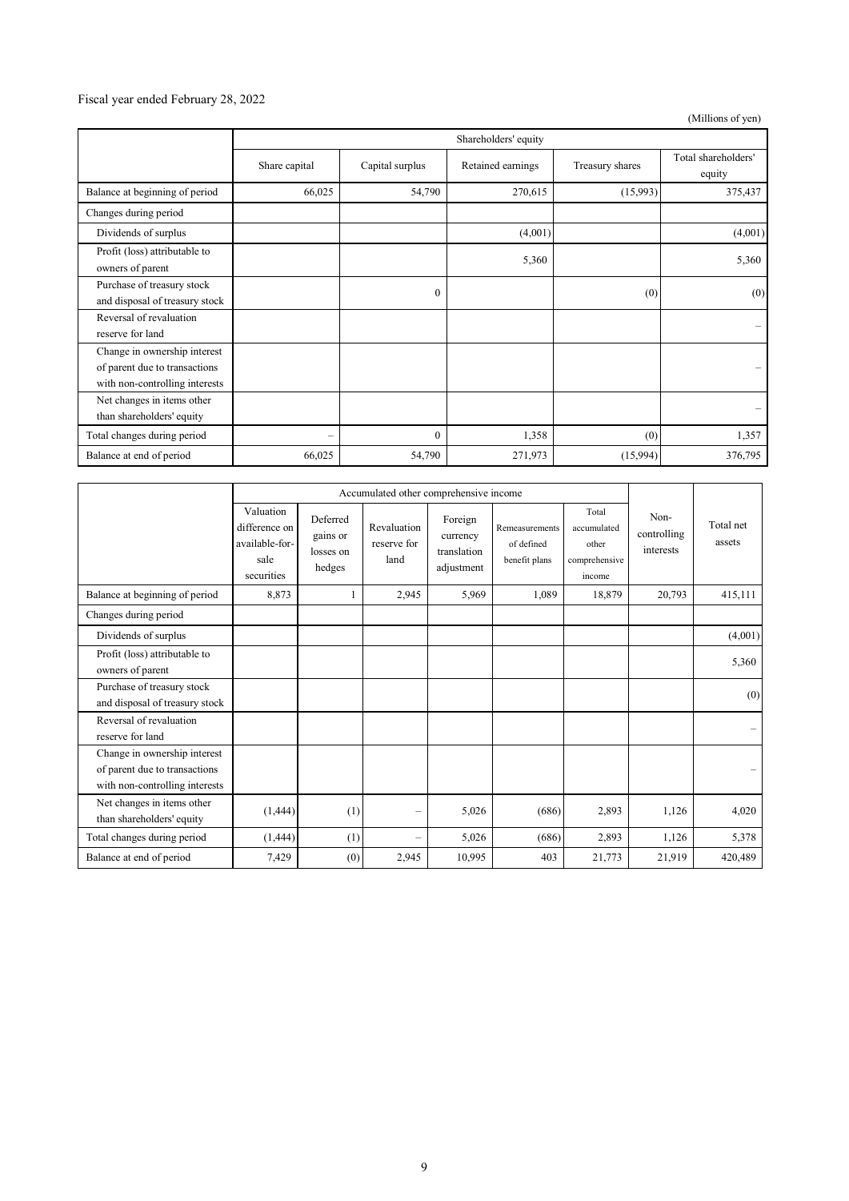Fiscal year ended February 28, 2022

(Millions of yen)

| | Shareholders' equity | | | | |
|---|---|---|---|---|---|
| | Share capital | Capital surplus | Retained earnings | Treasury shares | Total shareholders' equity |
| Balance at beginning of period | 66,025 | 54,790 | 270,615 | (15,993) | 375,437 |
| Changes during period | | | | | |
| Dividends of surplus | | | (4,001) | | (4,001) |
| Profit (loss) attributable to owners of parent | | | 5,360 | | 5,360 |
| Purchase of treasury stock and disposal of treasury stock | | 0 | | (0) | (0) |
| Reversal of revaluation reserve for land | | | | | – |
| Change in ownership interest of parent due to transactions with non-controlling interests | | | | | – |
| Net changes in items other than shareholders' equity | | | | | – |
| Total changes during period | – | 0 | 1,358 | (0) | 1,357 |
| Balance at end of period | 66,025 | 54,790 | 271,973 | (15,994) | 376,795 |

| | Accumulated other comprehensive income | | | | | | Non-controlling interests | Total net assets |
|---|---|---|---|---|---|---|---|---|
| | Valuation difference on available-for-sale securities | Deferred gains or losses on hedges | Revaluation reserve for land | Foreign currency translation adjustment | Remeasurements of defined benefit plans | Total accumulated other comprehensive income | | |
| Balance at beginning of period | 8,873 | 1 | 2,945 | 5,969 | 1,089 | 18,879 | 20,793 | 415,111 |
| Changes during period | | | | | | | | |
| Dividends of surplus | | | | | | | | (4,001) |
| Profit (loss) attributable to owners of parent | | | | | | | | 5,360 |
| Purchase of treasury stock and disposal of treasury stock | | | | | | | | (0) |
| Reversal of revaluation reserve for land | | | | | | | | – |
| Change in ownership interest of parent due to transactions with non-controlling interests | | | | | | | | – |
| Net changes in items other than shareholders' equity | (1,444) | (1) | – | 5,026 | (686) | 2,893 | 1,126 | 4,020 |
| Total changes during period | (1,444) | (1) | – | 5,026 | (686) | 2,893 | 1,126 | 5,378 |
| Balance at end of period | 7,429 | (0) | 2,945 | 10,995 | 403 | 21,773 | 21,919 | 420,489 |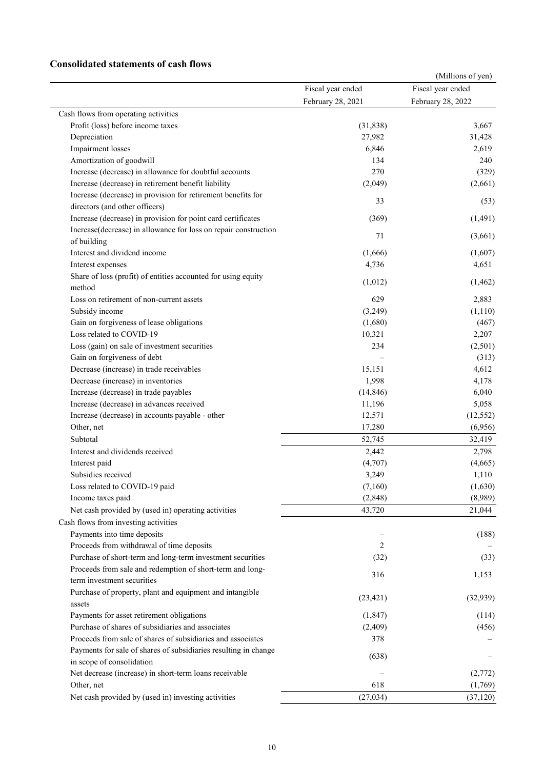## Consolidated statements of cash flows

(Millions of yen)

| | Fiscal year ended February 28, 2021 | Fiscal year ended February 28, 2022 |
|---|---|---|
| Cash flows from operating activities | | |
| Profit (loss) before income taxes | (31,838) | 3,667 |
| Depreciation | 27,982 | 31,428 |
| Impairment losses | 6,846 | 2,619 |
| Amortization of goodwill | 134 | 240 |
| Increase (decrease) in allowance for doubtful accounts | 270 | (329) |
| Increase (decrease) in retirement benefit liability | (2,049) | (2,661) |
| Increase (decrease) in provision for retirement benefits for directors (and other officers) | 33 | (53) |
| Increase (decrease) in provision for point card certificates | (369) | (1,491) |
| Increase(decrease) in allowance for loss on repair construction of building | 71 | (3,661) |
| Interest and dividend income | (1,666) | (1,607) |
| Interest expenses | 4,736 | 4,651 |
| Share of loss (profit) of entities accounted for using equity method | (1,012) | (1,462) |
| Loss on retirement of non-current assets | 629 | 2,883 |
| Subsidy income | (3,249) | (1,110) |
| Gain on forgiveness of lease obligations | (1,680) | (467) |
| Loss related to COVID-19 | 10,321 | 2,207 |
| Loss (gain) on sale of investment securities | 234 | (2,501) |
| Gain on forgiveness of debt | – | (313) |
| Decrease (increase) in trade receivables | 15,151 | 4,612 |
| Decrease (increase) in inventories | 1,998 | 4,178 |
| Increase (decrease) in trade payables | (14,846) | 6,040 |
| Increase (decrease) in advances received | 11,196 | 5,058 |
| Increase (decrease) in accounts payable - other | 12,571 | (12,552) |
| Other, net | 17,280 | (6,956) |
| Subtotal | 52,745 | 32,419 |
| Interest and dividends received | 2,442 | 2,798 |
| Interest paid | (4,707) | (4,665) |
| Subsidies received | 3,249 | 1,110 |
| Loss related to COVID-19 paid | (7,160) | (1,630) |
| Income taxes paid | (2,848) | (8,989) |
| Net cash provided by (used in) operating activities | 43,720 | 21,044 |
| Cash flows from investing activities | | |
| Payments into time deposits | – | (188) |
| Proceeds from withdrawal of time deposits | 2 | – |
| Purchase of short-term and long-term investment securities | (32) | (33) |
| Proceeds from sale and redemption of short-term and long-term investment securities | 316 | 1,153 |
| Purchase of property, plant and equipment and intangible assets | (23,421) | (32,939) |
| Payments for asset retirement obligations | (1,847) | (114) |
| Purchase of shares of subsidiaries and associates | (2,409) | (456) |
| Proceeds from sale of shares of subsidiaries and associates | 378 | – |
| Payments for sale of shares of subsidiaries resulting in change in scope of consolidation | (638) | – |
| Net decrease (increase) in short-term loans receivable | – | (2,772) |
| Other, net | 618 | (1,769) |
| Net cash provided by (used in) investing activities | (27,034) | (37,120) |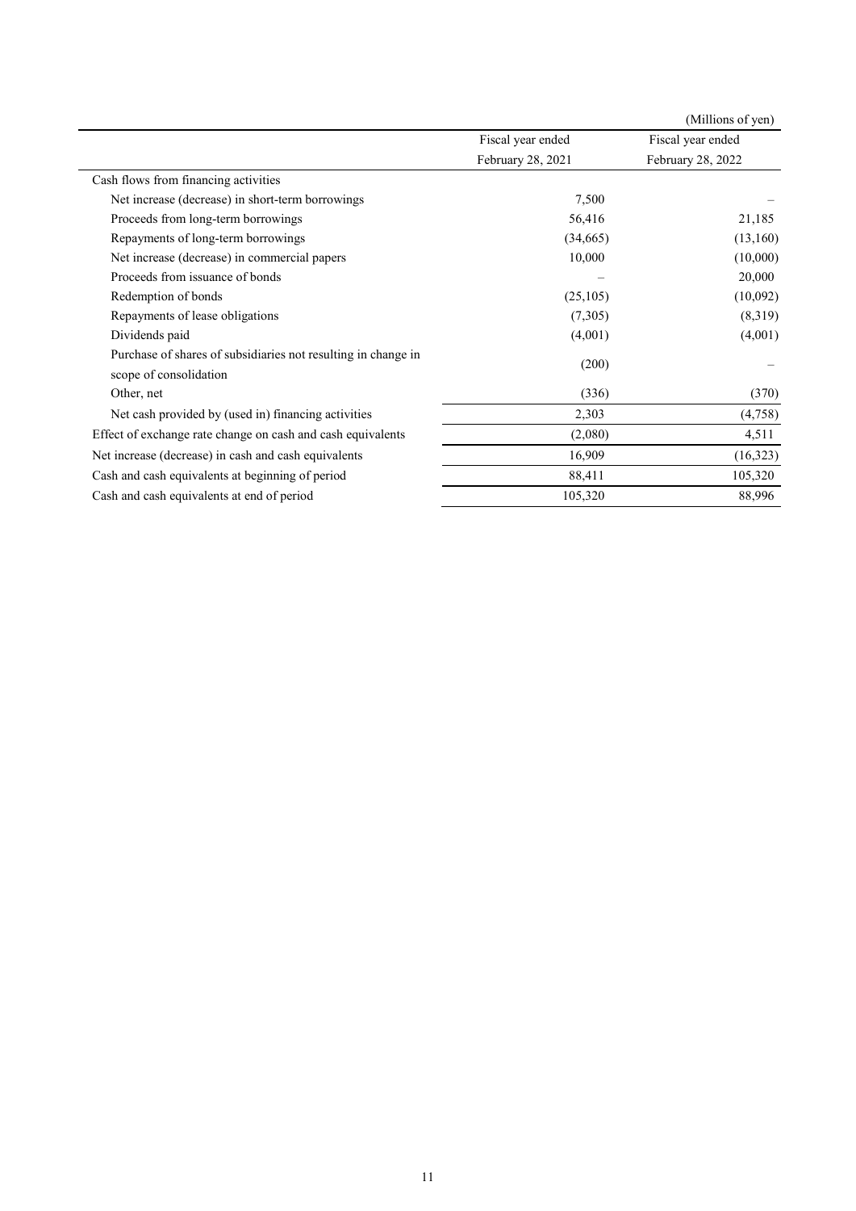(Millions of yen)

| | Fiscal year ended February 28, 2021 | Fiscal year ended February 28, 2022 |
|---|---|---|
| Cash flows from financing activities | | |
| Net increase (decrease) in short-term borrowings | 7,500 | – |
| Proceeds from long-term borrowings | 56,416 | 21,185 |
| Repayments of long-term borrowings | (34,665) | (13,160) |
| Net increase (decrease) in commercial papers | 10,000 | (10,000) |
| Proceeds from issuance of bonds | – | 20,000 |
| Redemption of bonds | (25,105) | (10,092) |
| Repayments of lease obligations | (7,305) | (8,319) |
| Dividends paid | (4,001) | (4,001) |
| Purchase of shares of subsidiaries not resulting in change in scope of consolidation | (200) | – |
| Other, net | (336) | (370) |
| Net cash provided by (used in) financing activities | 2,303 | (4,758) |
| Effect of exchange rate change on cash and cash equivalents | (2,080) | 4,511 |
| Net increase (decrease) in cash and cash equivalents | 16,909 | (16,323) |
| Cash and cash equivalents at beginning of period | 88,411 | 105,320 |
| Cash and cash equivalents at end of period | 105,320 | 88,996 |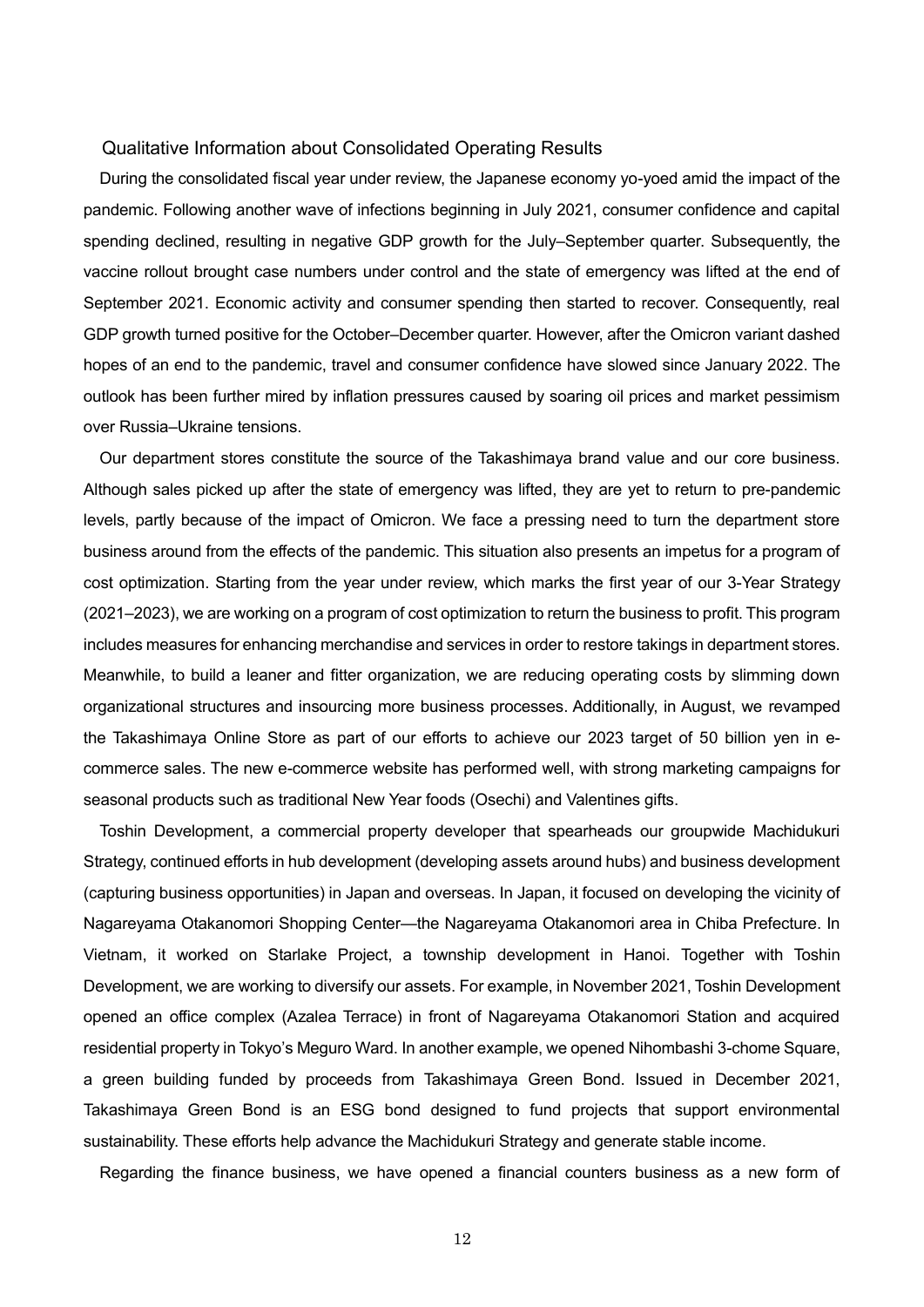## Qualitative Information about Consolidated Operating Results

During the consolidated fiscal year under review, the Japanese economy yo-yoed amid the impact of the pandemic. Following another wave of infections beginning in July 2021, consumer confidence and capital spending declined, resulting in negative GDP growth for the July–September quarter. Subsequently, the vaccine rollout brought case numbers under control and the state of emergency was lifted at the end of September 2021. Economic activity and consumer spending then started to recover. Consequently, real GDP growth turned positive for the October–December quarter. However, after the Omicron variant dashed hopes of an end to the pandemic, travel and consumer confidence have slowed since January 2022. The outlook has been further mired by inflation pressures caused by soaring oil prices and market pessimism over Russia–Ukraine tensions.

Our department stores constitute the source of the Takashimaya brand value and our core business. Although sales picked up after the state of emergency was lifted, they are yet to return to pre-pandemic levels, partly because of the impact of Omicron. We face a pressing need to turn the department store business around from the effects of the pandemic. This situation also presents an impetus for a program of cost optimization. Starting from the year under review, which marks the first year of our 3-Year Strategy (2021–2023), we are working on a program of cost optimization to return the business to profit. This program includes measures for enhancing merchandise and services in order to restore takings in department stores. Meanwhile, to build a leaner and fitter organization, we are reducing operating costs by slimming down organizational structures and insourcing more business processes. Additionally, in August, we revamped the Takashimaya Online Store as part of our efforts to achieve our 2023 target of 50 billion yen in e-commerce sales. The new e-commerce website has performed well, with strong marketing campaigns for seasonal products such as traditional New Year foods (Osechi) and Valentines gifts.

Toshin Development, a commercial property developer that spearheads our groupwide Machidukuri Strategy, continued efforts in hub development (developing assets around hubs) and business development (capturing business opportunities) in Japan and overseas. In Japan, it focused on developing the vicinity of Nagareyama Otakanomori Shopping Center—the Nagareyama Otakanomori area in Chiba Prefecture. In Vietnam, it worked on Starlake Project, a township development in Hanoi. Together with Toshin Development, we are working to diversify our assets. For example, in November 2021, Toshin Development opened an office complex (Azalea Terrace) in front of Nagareyama Otakanomori Station and acquired residential property in Tokyo's Meguro Ward. In another example, we opened Nihombashi 3-chome Square, a green building funded by proceeds from Takashimaya Green Bond. Issued in December 2021, Takashimaya Green Bond is an ESG bond designed to fund projects that support environmental sustainability. These efforts help advance the Machidukuri Strategy and generate stable income.

Regarding the finance business, we have opened a financial counters business as a new form of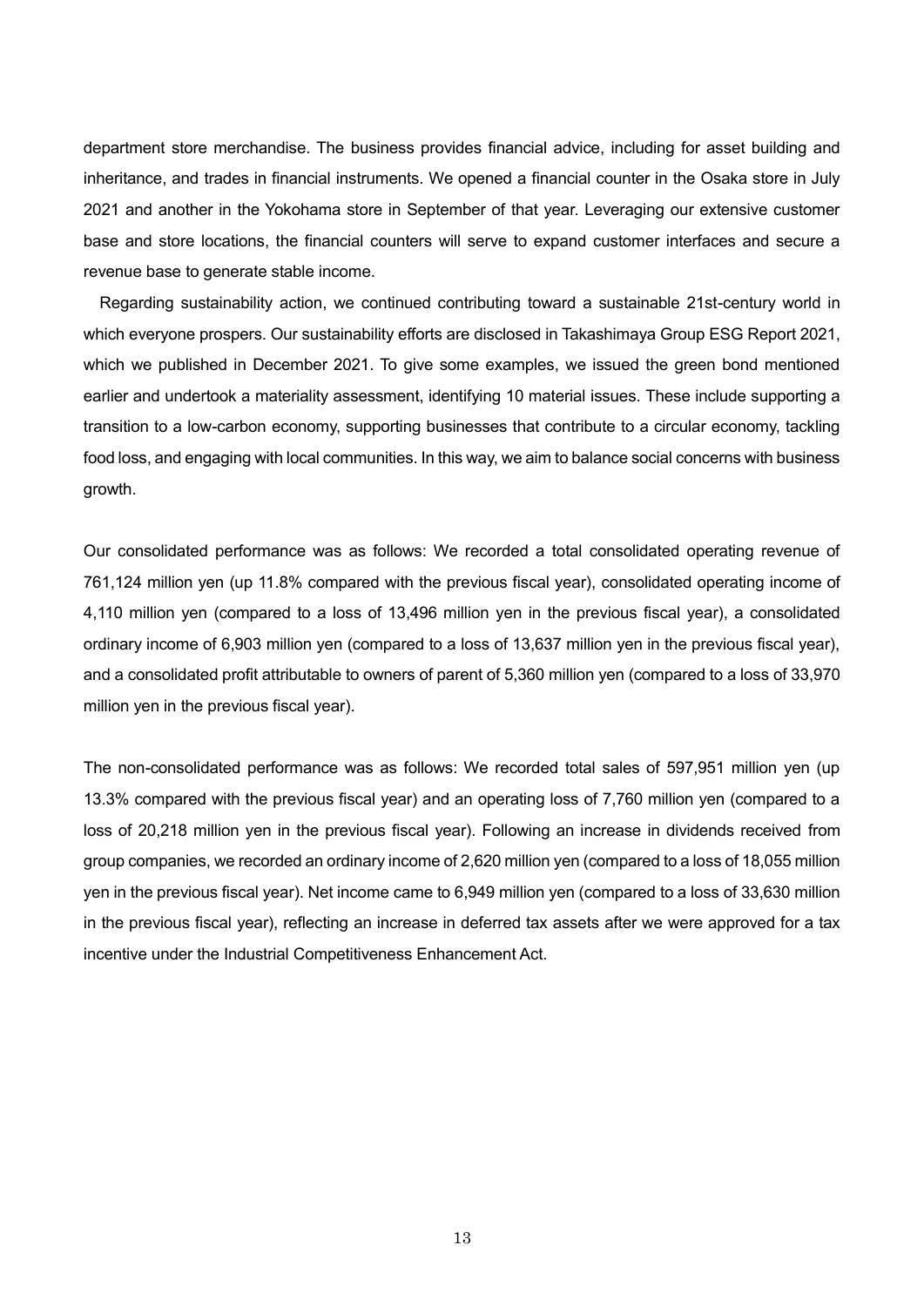department store merchandise. The business provides financial advice, including for asset building and inheritance, and trades in financial instruments. We opened a financial counter in the Osaka store in July 2021 and another in the Yokohama store in September of that year. Leveraging our extensive customer base and store locations, the financial counters will serve to expand customer interfaces and secure a revenue base to generate stable income.

Regarding sustainability action, we continued contributing toward a sustainable 21st-century world in which everyone prospers. Our sustainability efforts are disclosed in Takashimaya Group ESG Report 2021, which we published in December 2021. To give some examples, we issued the green bond mentioned earlier and undertook a materiality assessment, identifying 10 material issues. These include supporting a transition to a low-carbon economy, supporting businesses that contribute to a circular economy, tackling food loss, and engaging with local communities. In this way, we aim to balance social concerns with business growth.

Our consolidated performance was as follows: We recorded a total consolidated operating revenue of 761,124 million yen (up 11.8% compared with the previous fiscal year), consolidated operating income of 4,110 million yen (compared to a loss of 13,496 million yen in the previous fiscal year), a consolidated ordinary income of 6,903 million yen (compared to a loss of 13,637 million yen in the previous fiscal year), and a consolidated profit attributable to owners of parent of 5,360 million yen (compared to a loss of 33,970 million yen in the previous fiscal year).

The non-consolidated performance was as follows: We recorded total sales of 597,951 million yen (up 13.3% compared with the previous fiscal year) and an operating loss of 7,760 million yen (compared to a loss of 20,218 million yen in the previous fiscal year). Following an increase in dividends received from group companies, we recorded an ordinary income of 2,620 million yen (compared to a loss of 18,055 million yen in the previous fiscal year). Net income came to 6,949 million yen (compared to a loss of 33,630 million in the previous fiscal year), reflecting an increase in deferred tax assets after we were approved for a tax incentive under the Industrial Competitiveness Enhancement Act.